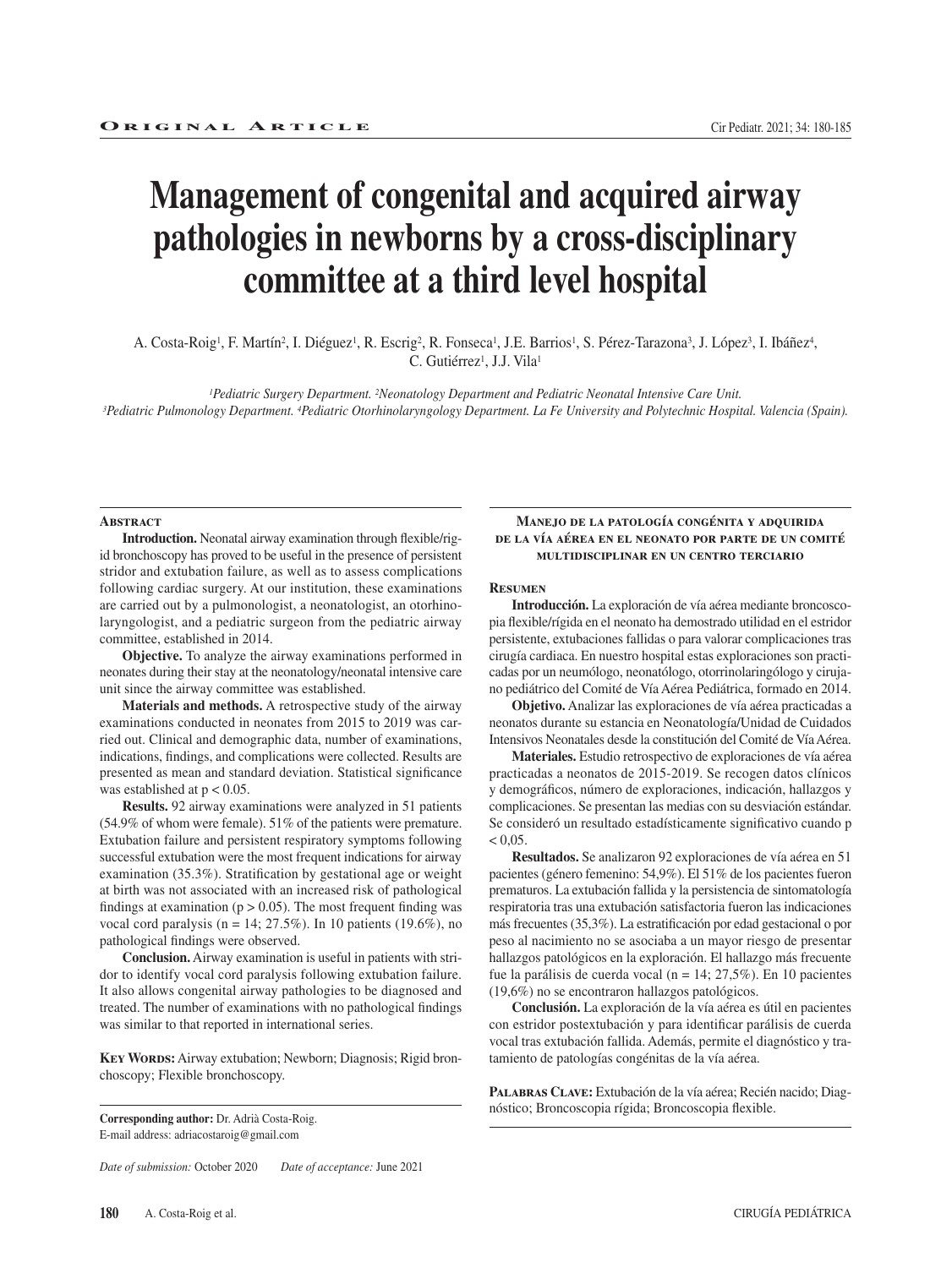ORIGINAL ARTICLE

# Management of congenital and acquired airway pathologies in newborns by a cross-disciplinary committee at a third level hospital

A. Costa-Roig[1], F. Martín[2], I. Diéguez[1], R. Escrig[2], R. Fonseca[1], J.E. Barrios[1], S. Pérez-Tarazona[3], J. López[3], I. Ibáñez[4], C. Gutiérrez[1], J.J. Vila[1]

*[1]Pediatric Surgery Department. [2]Neonatology Department and Pediatric Neonatal Intensive Care Unit. [3]Pediatric Pulmonology Department. [4]Pediatric Otorhinolaryngology Department. La Fe University and Polytechnic Hospital. Valencia (Spain).*

## Abstract

**Introduction.** Neonatal airway examination through flexible/rigid bronchoscopy has proved to be useful in the presence of persistent stridor and extubation failure, as well as to assess complications following cardiac surgery. At our institution, these examinations are carried out by a pulmonologist, a neonatologist, an otorhinolaryngologist, and a pediatric surgeon from the pediatric airway committee, established in 2014.

**Objective.** To analyze the airway examinations performed in neonates during their stay at the neonatology/neonatal intensive care unit since the airway committee was established.

**Materials and methods.** A retrospective study of the airway examinations conducted in neonates from 2015 to 2019 was carried out. Clinical and demographic data, number of examinations, indications, findings, and complications were collected. Results are presented as mean and standard deviation. Statistical significance was established at $p < 0.05$.

**Results.** 92 airway examinations were analyzed in 51 patients (54.9% of whom were female). 51% of the patients were premature. Extubation failure and persistent respiratory symptoms following successful extubation were the most frequent indications for airway examination (35.3%). Stratification by gestational age or weight at birth was not associated with an increased risk of pathological findings at examination ($p > 0.05$). The most frequent finding was vocal cord paralysis (n = 14; 27.5%). In 10 patients (19.6%), no pathological findings were observed.

**Conclusion.** Airway examination is useful in patients with stridor to identify vocal cord paralysis following extubation failure. It also allows congenital airway pathologies to be diagnosed and treated. The number of examinations with no pathological findings was similar to that reported in international series.

**Key Words:** Airway extubation; Newborn; Diagnosis; Rigid bronchoscopy; Flexible bronchoscopy.

## Manejo de la patología congénita y adquirida de la vía aérea en el neonato por parte de un comité multidisciplinar en un centro terciario

## Resumen

**Introducción.** La exploración de vía aérea mediante broncoscopia flexible/rígida en el neonato ha demostrado utilidad en el estridor persistente, extubaciones fallidas o para valorar complicaciones tras cirugía cardiaca. En nuestro hospital estas exploraciones son practicadas por un neumólogo, neonatólogo, otorrinolaringólogo y cirujano pediátrico del Comité de Vía Aérea Pediátrica, formado en 2014.

**Objetivo.** Analizar las exploraciones de vía aérea practicadas a neonatos durante su estancia en Neonatología/Unidad de Cuidados Intensivos Neonatales desde la constitución del Comité de Vía Aérea.

**Materiales.** Estudio retrospectivo de exploraciones de vía aérea practicadas a neonatos de 2015-2019. Se recogen datos clínicos y demográficos, número de exploraciones, indicación, hallazgos y complicaciones. Se presentan las medias con su desviación estándar. Se consideró un resultado estadísticamente significativo cuando $p < 0{,}05$.

**Resultados.** Se analizaron 92 exploraciones de vía aérea en 51 pacientes (género femenino: 54,9%). El 51% de los pacientes fueron prematuros. La extubación fallida y la persistencia de sintomatología respiratoria tras una extubación satisfactoria fueron las indicaciones más frecuentes (35,3%). La estratificación por edad gestacional o por peso al nacimiento no se asociaba a un mayor riesgo de presentar hallazgos patológicos en la exploración. El hallazgo más frecuente fue la parálisis de cuerda vocal (n = 14; 27,5%). En 10 pacientes (19,6%) no se encontraron hallazgos patológicos.

**Conclusión.** La exploración de la vía aérea es útil en pacientes con estridor postextubación y para identificar parálisis de cuerda vocal tras extubación fallida. Además, permite el diagnóstico y tratamiento de patologías congénitas de la vía aérea.

**Palabras Clave:** Extubación de la vía aérea; Recién nacido; Diagnóstico; Broncoscopia rígida; Broncoscopia flexible.

**Corresponding author:** Dr. Adrià Costa-Roig.
E-mail address: adriacostaroig@gmail.com

*Date of submission:* October 2020 *Date of acceptance:* June 2021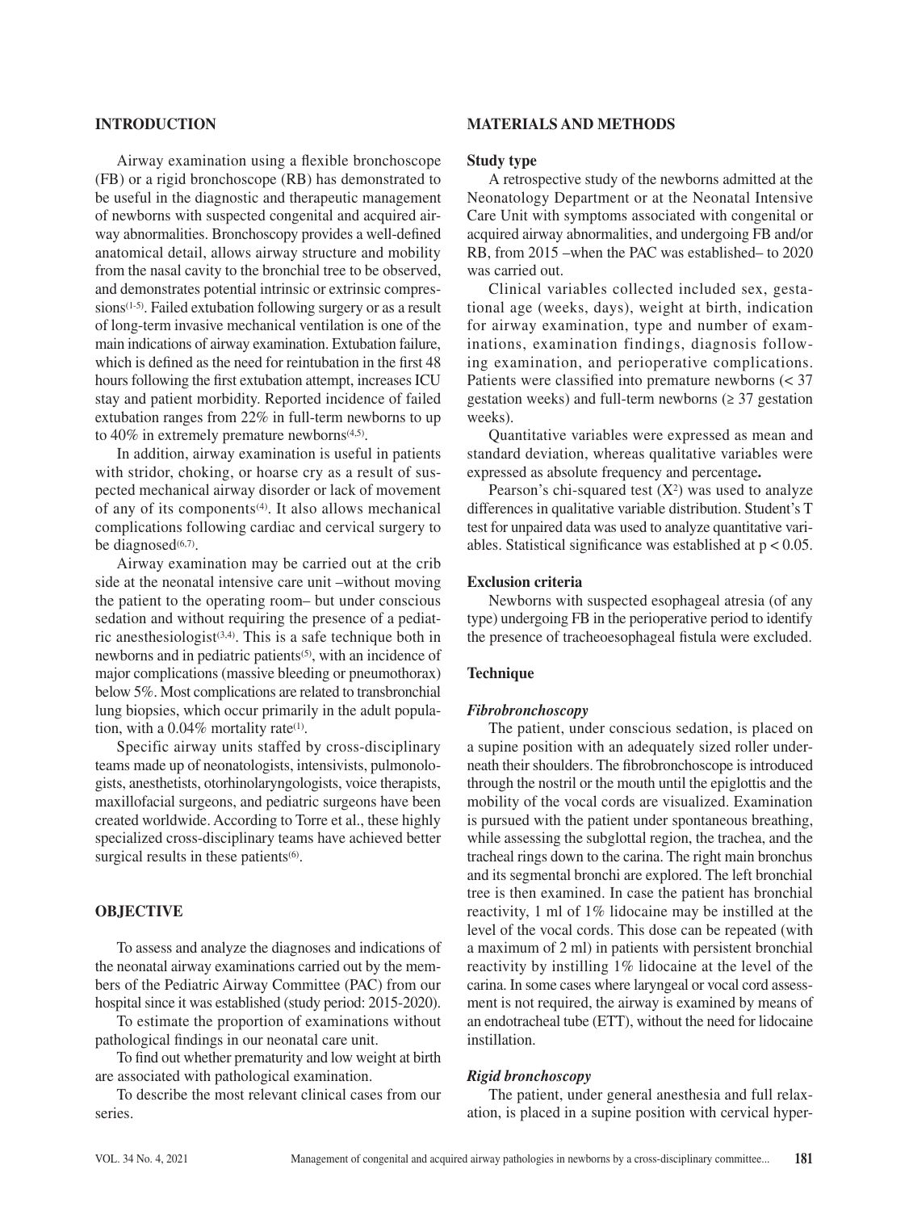## INTRODUCTION

Airway examination using a flexible bronchoscope (FB) or a rigid bronchoscope (RB) has demonstrated to be useful in the diagnostic and therapeutic management of newborns with suspected congenital and acquired airway abnormalities. Bronchoscopy provides a well-defined anatomical detail, allows airway structure and mobility from the nasal cavity to the bronchial tree to be observed, and demonstrates potential intrinsic or extrinsic compressions[1-5]. Failed extubation following surgery or as a result of long-term invasive mechanical ventilation is one of the main indications of airway examination. Extubation failure, which is defined as the need for reintubation in the first 48 hours following the first extubation attempt, increases ICU stay and patient morbidity. Reported incidence of failed extubation ranges from 22% in full-term newborns to up to 40% in extremely premature newborns[4,5].

In addition, airway examination is useful in patients with stridor, choking, or hoarse cry as a result of suspected mechanical airway disorder or lack of movement of any of its components[4]. It also allows mechanical complications following cardiac and cervical surgery to be diagnosed[6,7].

Airway examination may be carried out at the crib side at the neonatal intensive care unit –without moving the patient to the operating room– but under conscious sedation and without requiring the presence of a pediatric anesthesiologist[3,4]. This is a safe technique both in newborns and in pediatric patients[5], with an incidence of major complications (massive bleeding or pneumothorax) below 5%. Most complications are related to transbronchial lung biopsies, which occur primarily in the adult population, with a 0.04% mortality rate[1].

Specific airway units staffed by cross-disciplinary teams made up of neonatologists, intensivists, pulmonologists, anesthetists, otorhinolaryngologists, voice therapists, maxillofacial surgeons, and pediatric surgeons have been created worldwide. According to Torre et al., these highly specialized cross-disciplinary teams have achieved better surgical results in these patients[6].

## OBJECTIVE

To assess and analyze the diagnoses and indications of the neonatal airway examinations carried out by the members of the Pediatric Airway Committee (PAC) from our hospital since it was established (study period: 2015-2020).

To estimate the proportion of examinations without pathological findings in our neonatal care unit.

To find out whether prematurity and low weight at birth are associated with pathological examination.

To describe the most relevant clinical cases from our series.

## MATERIALS AND METHODS

### Study type

A retrospective study of the newborns admitted at the Neonatology Department or at the Neonatal Intensive Care Unit with symptoms associated with congenital or acquired airway abnormalities, and undergoing FB and/or RB, from 2015 –when the PAC was established– to 2020 was carried out.

Clinical variables collected included sex, gestational age (weeks, days), weight at birth, indication for airway examination, type and number of examinations, examination findings, diagnosis following examination, and perioperative complications. Patients were classified into premature newborns (< 37 gestation weeks) and full-term newborns (≥ 37 gestation weeks).

Quantitative variables were expressed as mean and standard deviation, whereas qualitative variables were expressed as absolute frequency and percentage**.**

Pearson's chi-squared test ($X^2$) was used to analyze differences in qualitative variable distribution. Student's T test for unpaired data was used to analyze quantitative variables. Statistical significance was established at $p < 0.05$.

### Exclusion criteria

Newborns with suspected esophageal atresia (of any type) undergoing FB in the perioperative period to identify the presence of tracheoesophageal fistula were excluded.

### Technique

#### *Fibrobronchoscopy*

The patient, under conscious sedation, is placed on a supine position with an adequately sized roller underneath their shoulders. The fibrobronchoscope is introduced through the nostril or the mouth until the epiglottis and the mobility of the vocal cords are visualized. Examination is pursued with the patient under spontaneous breathing, while assessing the subglottal region, the trachea, and the tracheal rings down to the carina. The right main bronchus and its segmental bronchi are explored. The left bronchial tree is then examined. In case the patient has bronchial reactivity, 1 ml of 1% lidocaine may be instilled at the level of the vocal cords. This dose can be repeated (with a maximum of 2 ml) in patients with persistent bronchial reactivity by instilling 1% lidocaine at the level of the carina. In some cases where laryngeal or vocal cord assessment is not required, the airway is examined by means of an endotracheal tube (ETT), without the need for lidocaine instillation.

#### *Rigid bronchoscopy*

The patient, under general anesthesia and full relaxation, is placed in a supine position with cervical hyper-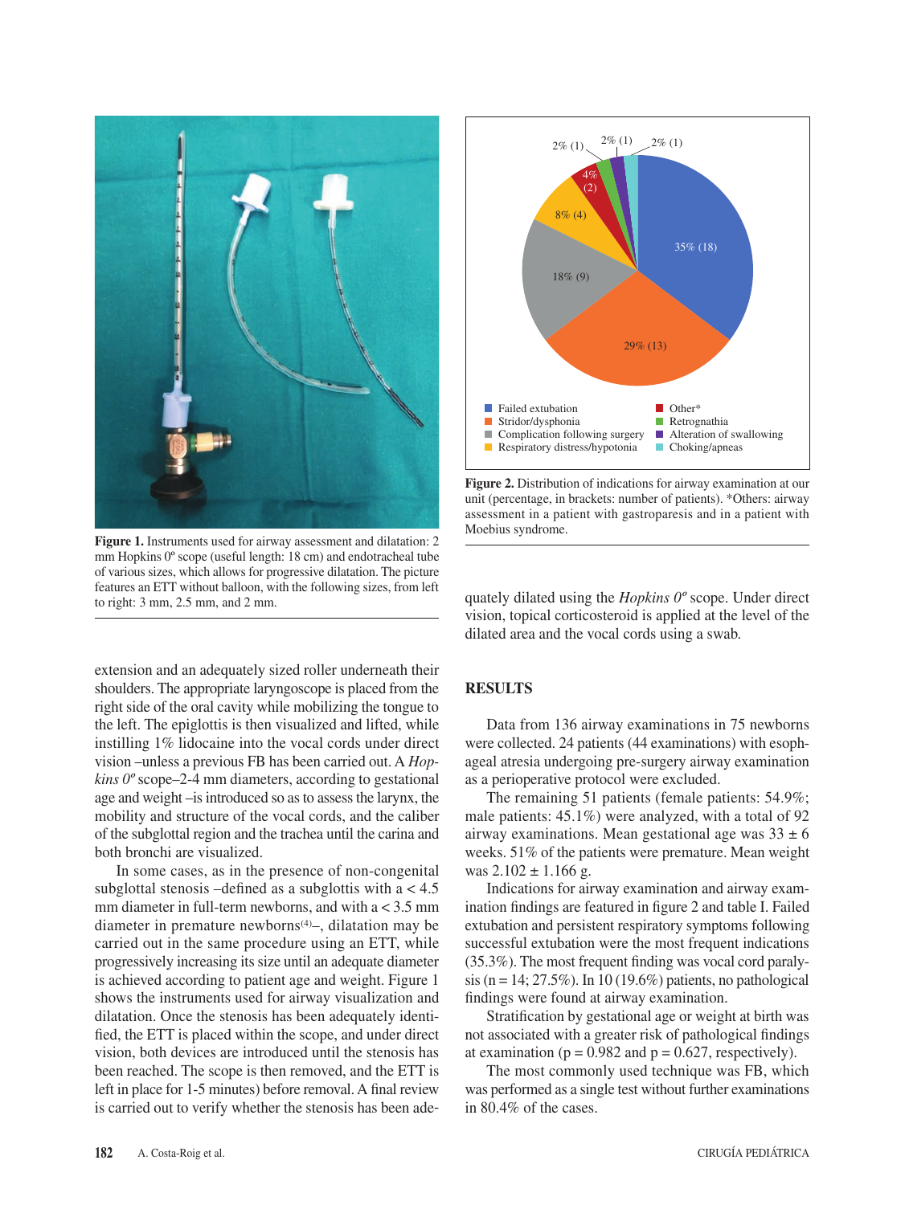**Figure 1.** Instruments used for airway assessment and dilatation: 2 mm Hopkins 0º scope (useful length: 18 cm) and endotracheal tube of various sizes, which allows for progressive dilatation. The picture features an ETT without balloon, with the following sizes, from left to right: 3 mm, 2.5 mm, and 2 mm.

extension and an adequately sized roller underneath their shoulders. The appropriate laryngoscope is placed from the right side of the oral cavity while mobilizing the tongue to the left. The epiglottis is then visualized and lifted, while instilling 1% lidocaine into the vocal cords under direct vision –unless a previous FB has been carried out. A *Hopkins 0º* scope–2-4 mm diameters, according to gestational age and weight –is introduced so as to assess the larynx, the mobility and structure of the vocal cords, and the caliber of the subglottal region and the trachea until the carina and both bronchi are visualized.

In some cases, as in the presence of non-congenital subglottal stenosis –defined as a subglottis with a < 4.5 mm diameter in full-term newborns, and with a < 3.5 mm diameter in premature newborns[4]–, dilatation may be carried out in the same procedure using an ETT, while progressively increasing its size until an adequate diameter is achieved according to patient age and weight. Figure 1 shows the instruments used for airway visualization and dilatation. Once the stenosis has been adequately identified, the ETT is placed within the scope, and under direct vision, both devices are introduced until the stenosis has been reached. The scope is then removed, and the ETT is left in place for 1-5 minutes) before removal. A final review is carried out to verify whether the stenosis has been adequately dilated using the *Hopkins 0º* scope. Under direct vision, topical corticosteroid is applied at the level of the dilated area and the vocal cords using a swab.

**Figure 2.** Distribution of indications for airway examination at our unit (percentage, in brackets: number of patients). *Others: airway assessment in a patient with gastroparesis and in a patient with Moebius syndrome.

## RESULTS

Data from 136 airway examinations in 75 newborns were collected. 24 patients (44 examinations) with esophageal atresia undergoing pre-surgery airway examination as a perioperative protocol were excluded.

The remaining 51 patients (female patients: 54.9%; male patients: 45.1%) were analyzed, with a total of 92 airway examinations. Mean gestational age was 33 ± 6 weeks. 51% of the patients were premature. Mean weight was 2.102 ± 1.166 g.

Indications for airway examination and airway examination findings are featured in figure 2 and table I. Failed extubation and persistent respiratory symptoms following successful extubation were the most frequent indications (35.3%). The most frequent finding was vocal cord paralysis (n = 14; 27.5%). In 10 (19.6%) patients, no pathological findings were found at airway examination.

Stratification by gestational age or weight at birth was not associated with a greater risk of pathological findings at examination ($p = 0.982$ and $p = 0.627$, respectively).

The most commonly used technique was FB, which was performed as a single test without further examinations in 80.4% of the cases.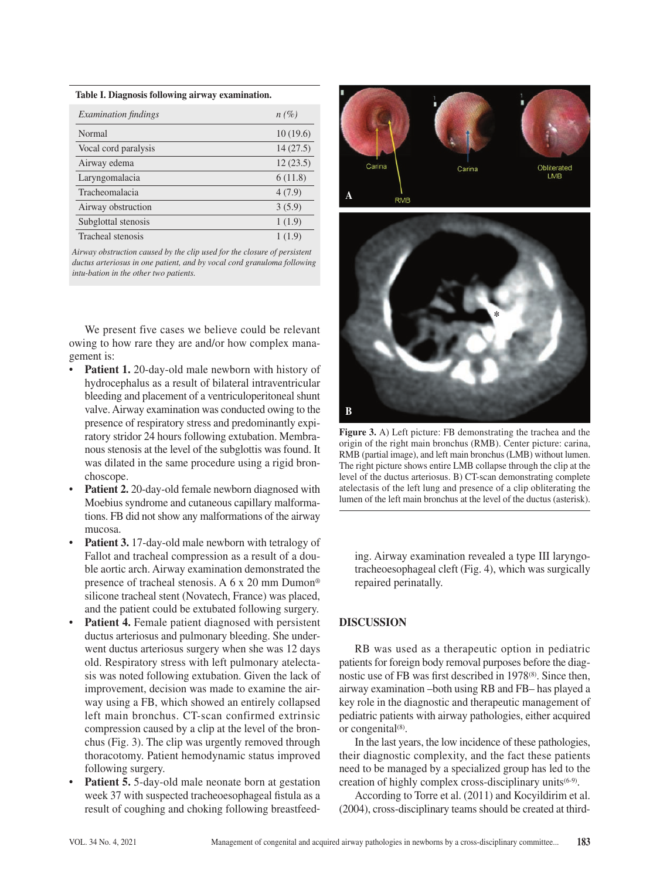**Table I. Diagnosis following airway examination.**

| *Examination findings* | *n (%)* |
|---|---|
| Normal | 10 (19.6) |
| Vocal cord paralysis | 14 (27.5) |
| Airway edema | 12 (23.5) |
| Laryngomalacia | 6 (11.8) |
| Tracheomalacia | 4 (7.9) |
| Airway obstruction | 3 (5.9) |
| Subglottal stenosis | 1 (1.9) |
| Tracheal stenosis | 1 (1.9) |

*Airway obstruction caused by the clip used for the closure of persistent ductus arteriosus in one patient, and by vocal cord granuloma following intu-bation in the other two patients.*

We present five cases we believe could be relevant owing to how rare they are and/or how complex management is:

- **Patient 1.** 20-day-old male newborn with history of hydrocephalus as a result of bilateral intraventricular bleeding and placement of a ventriculoperitoneal shunt valve. Airway examination was conducted owing to the presence of respiratory stress and predominantly expiratory stridor 24 hours following extubation. Membranous stenosis at the level of the subglottis was found. It was dilated in the same procedure using a rigid bronchoscope.
- **Patient 2.** 20-day-old female newborn diagnosed with Moebius syndrome and cutaneous capillary malformations. FB did not show any malformations of the airway mucosa.
- **Patient 3.** 17-day-old male newborn with tetralogy of Fallot and tracheal compression as a result of a double aortic arch. Airway examination demonstrated the presence of tracheal stenosis. A 6 x 20 mm Dumon® silicone tracheal stent (Novatech, France) was placed, and the patient could be extubated following surgery.
- **Patient 4.** Female patient diagnosed with persistent ductus arteriosus and pulmonary bleeding. She underwent ductus arteriosus surgery when she was 12 days old. Respiratory stress with left pulmonary atelectasis was noted following extubation. Given the lack of improvement, decision was made to examine the airway using a FB, which showed an entirely collapsed left main bronchus. CT-scan confirmed extrinsic compression caused by a clip at the level of the bronchus (Fig. 3). The clip was urgently removed through thoracotomy. Patient hemodynamic status improved following surgery.
- **Patient 5.** 5-day-old male neonate born at gestation week 37 with suspected tracheoesophageal fistula as a result of coughing and choking following breastfeeding. Airway examination revealed a type III laryngotracheoesophageal cleft (Fig. 4), which was surgically repaired perinatally.

**Figure 3.** A) Left picture: FB demonstrating the trachea and the origin of the right main bronchus (RMB). Center picture: carina, RMB (partial image), and left main bronchus (LMB) without lumen. The right picture shows entire LMB collapse through the clip at the level of the ductus arteriosus. B) CT-scan demonstrating complete atelectasis of the left lung and presence of a clip obliterating the lumen of the left main bronchus at the level of the ductus (asterisk).

## DISCUSSION

RB was used as a therapeutic option in pediatric patients for foreign body removal purposes before the diagnostic use of FB was first described in 1978[8]. Since then, airway examination –both using RB and FB– has played a key role in the diagnostic and therapeutic management of pediatric patients with airway pathologies, either acquired or congenital[8].

In the last years, the low incidence of these pathologies, their diagnostic complexity, and the fact these patients need to be managed by a specialized group has led to the creation of highly complex cross-disciplinary units[6-9].

According to Torre et al. (2011) and Kocyildirim et al. (2004), cross-disciplinary teams should be created at third-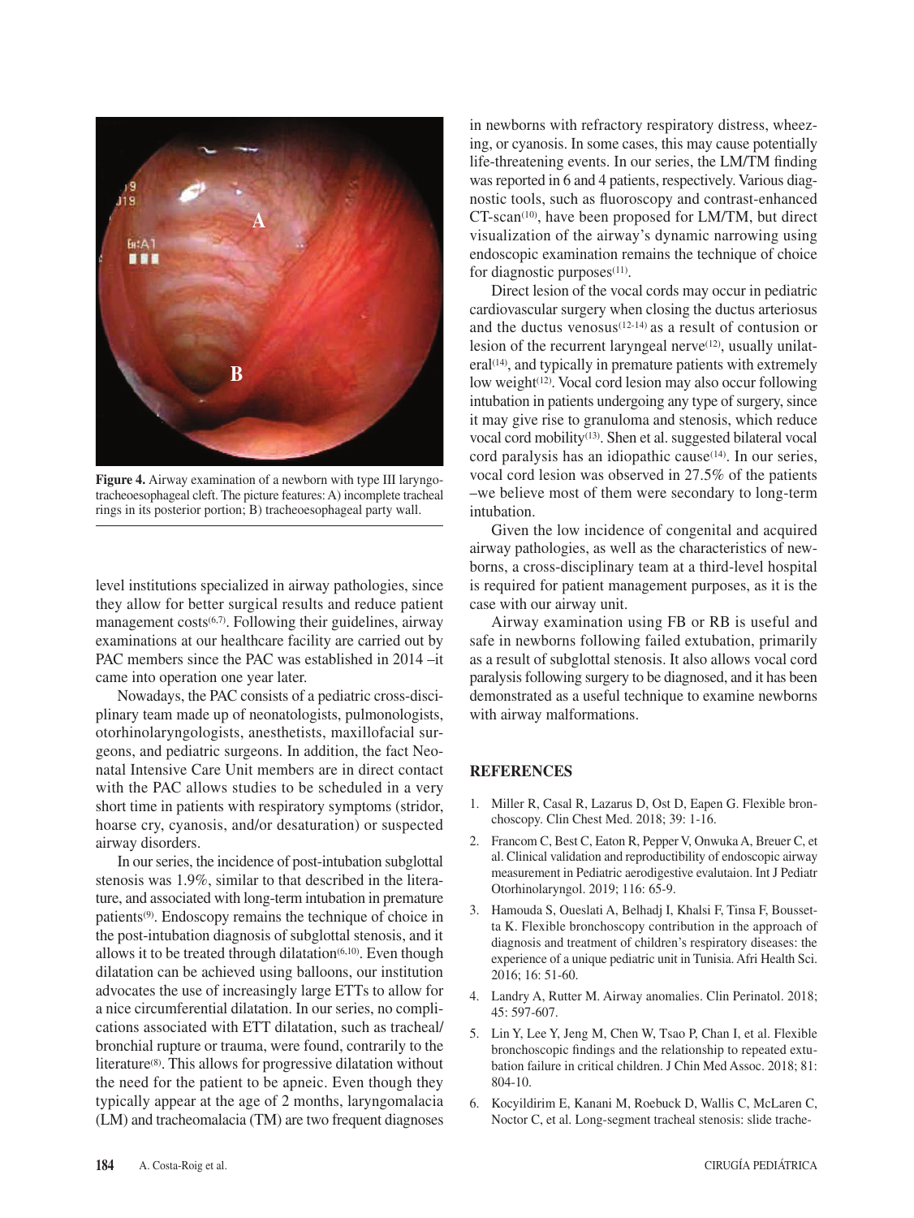**Figure 4.** Airway examination of a newborn with type III laryngotracheoesophageal cleft. The picture features: A) incomplete tracheal rings in its posterior portion; B) tracheoesophageal party wall.

level institutions specialized in airway pathologies, since they allow for better surgical results and reduce patient management costs[6,7]. Following their guidelines, airway examinations at our healthcare facility are carried out by PAC members since the PAC was established in 2014 –it came into operation one year later.

Nowadays, the PAC consists of a pediatric cross-disciplinary team made up of neonatologists, pulmonologists, otorhinolaryngologists, anesthetists, maxillofacial surgeons, and pediatric surgeons. In addition, the fact Neonatal Intensive Care Unit members are in direct contact with the PAC allows studies to be scheduled in a very short time in patients with respiratory symptoms (stridor, hoarse cry, cyanosis, and/or desaturation) or suspected airway disorders.

In our series, the incidence of post-intubation subglottal stenosis was 1.9%, similar to that described in the literature, and associated with long-term intubation in premature patients[9]. Endoscopy remains the technique of choice in the post-intubation diagnosis of subglottal stenosis, and it allows it to be treated through dilatation[6,10]. Even though dilatation can be achieved using balloons, our institution advocates the use of increasingly large ETTs to allow for a nice circumferential dilatation. In our series, no complications associated with ETT dilatation, such as tracheal/bronchial rupture or trauma, were found, contrarily to the literature[8]. This allows for progressive dilatation without the need for the patient to be apneic. Even though they typically appear at the age of 2 months, laryngomalacia (LM) and tracheomalacia (TM) are two frequent diagnoses in newborns with refractory respiratory distress, wheezing, or cyanosis. In some cases, this may cause potentially life-threatening events. In our series, the LM/TM finding was reported in 6 and 4 patients, respectively. Various diagnostic tools, such as fluoroscopy and contrast-enhanced CT-scan[10], have been proposed for LM/TM, but direct visualization of the airway's dynamic narrowing using endoscopic examination remains the technique of choice for diagnostic purposes[11].

Direct lesion of the vocal cords may occur in pediatric cardiovascular surgery when closing the ductus arteriosus and the ductus venosus[12-14] as a result of contusion or lesion of the recurrent laryngeal nerve[12], usually unilateral[14], and typically in premature patients with extremely low weight[12]. Vocal cord lesion may also occur following intubation in patients undergoing any type of surgery, since it may give rise to granuloma and stenosis, which reduce vocal cord mobility[13]. Shen et al. suggested bilateral vocal cord paralysis has an idiopathic cause[14]. In our series, vocal cord lesion was observed in 27.5% of the patients –we believe most of them were secondary to long-term intubation.

Given the low incidence of congenital and acquired airway pathologies, as well as the characteristics of newborns, a cross-disciplinary team at a third-level hospital is required for patient management purposes, as it is the case with our airway unit.

Airway examination using FB or RB is useful and safe in newborns following failed extubation, primarily as a result of subglottal stenosis. It also allows vocal cord paralysis following surgery to be diagnosed, and it has been demonstrated as a useful technique to examine newborns with airway malformations.

## REFERENCES

1. Miller R, Casal R, Lazarus D, Ost D, Eapen G. Flexible bronchoscopy. Clin Chest Med. 2018; 39: 1-16.
2. Francom C, Best C, Eaton R, Pepper V, Onwuka A, Breuer C, et al. Clinical validation and reproductiblity of endoscopic airway measurement in Pediatric aerodigestive evalutaion. Int J Pediatr Otorhinolaryngol. 2019; 116: 65-9.
3. Hamouda S, Oueslati A, Belhadj I, Khalsi F, Tinsa F, Boussetta K. Flexible bronchoscopy contribution in the approach of diagnosis and treatment of children's respiratory diseases: the experience of a unique pediatric unit in Tunisia. Afri Health Sci. 2016; 16: 51-60.
4. Landry A, Rutter M. Airway anomalies. Clin Perinatol. 2018; 45: 597-607.
5. Lin Y, Lee Y, Jeng M, Chen W, Tsao P, Chan I, et al. Flexible bronchoscopic findings and the relationship to repeated extubation failure in critical children. J Chin Med Assoc. 2018; 81: 804-10.
6. Kocyildirim E, Kanani M, Roebuck D, Wallis C, McLaren C, Noctor C, et al. Long-segment tracheal stenosis: slide trache-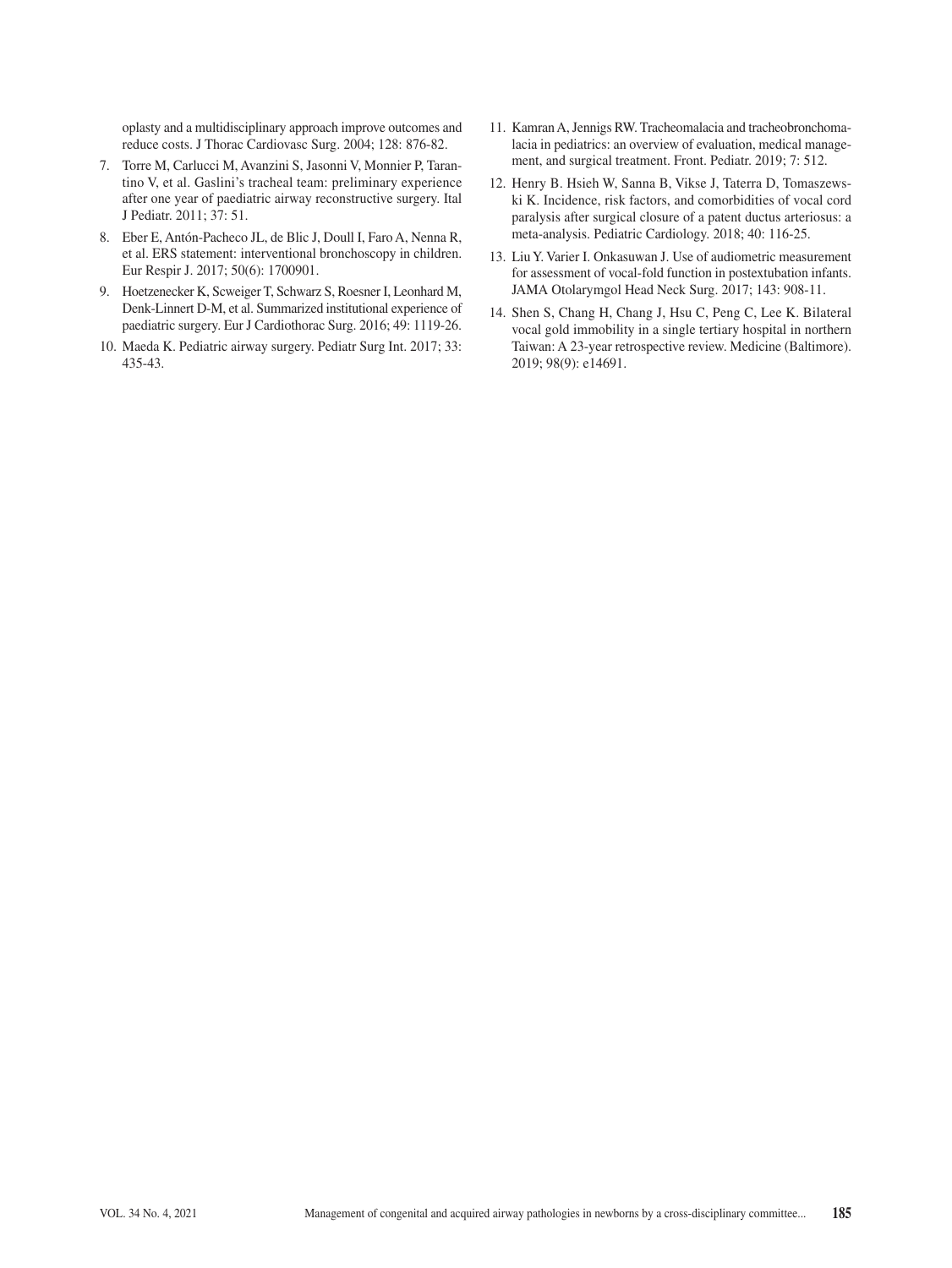oplasty and a multidisciplinary approach improve outcomes and reduce costs. J Thorac Cardiovasc Surg. 2004; 128: 876-82.

7. Torre M, Carlucci M, Avanzini S, Jasonni V, Monnier P, Tarantino V, et al. Gaslini's tracheal team: preliminary experience after one year of paediatric airway reconstructive surgery. Ital J Pediatr. 2011; 37: 51.
8. Eber E, Antón-Pacheco JL, de Blic J, Doull I, Faro A, Nenna R, et al. ERS statement: interventional bronchoscopy in children. Eur Respir J. 2017; 50(6): 1700901.
9. Hoetzenecker K, Scweiger T, Schwarz S, Roesner I, Leonhard M, Denk-Linnert D-M, et al. Summarized institutional experience of paediatric surgery. Eur J Cardiothorac Surg. 2016; 49: 1119-26.
10. Maeda K. Pediatric airway surgery. Pediatr Surg Int. 2017; 33: 435-43.
11. Kamran A, Jennigs RW. Tracheomalacia and tracheobronchomalacia in pediatrics: an overview of evaluation, medical management, and surgical treatment. Front. Pediatr. 2019; 7: 512.
12. Henry B. Hsieh W, Sanna B, Vikse J, Taterra D, Tomaszewski K. Incidence, risk factors, and comorbidities of vocal cord paralysis after surgical closure of a patent ductus arteriosus: a meta-analysis. Pediatric Cardiology. 2018; 40: 116-25.
13. Liu Y. Varier I. Onkasuwan J. Use of audiometric measurement for assessment of vocal-fold function in postextubation infants. JAMA Otolarymgol Head Neck Surg. 2017; 143: 908-11.
14. Shen S, Chang H, Chang J, Hsu C, Peng C, Lee K. Bilateral vocal gold immobility in a single tertiary hospital in northern Taiwan: A 23-year retrospective review. Medicine (Baltimore). 2019; 98(9): e14691.